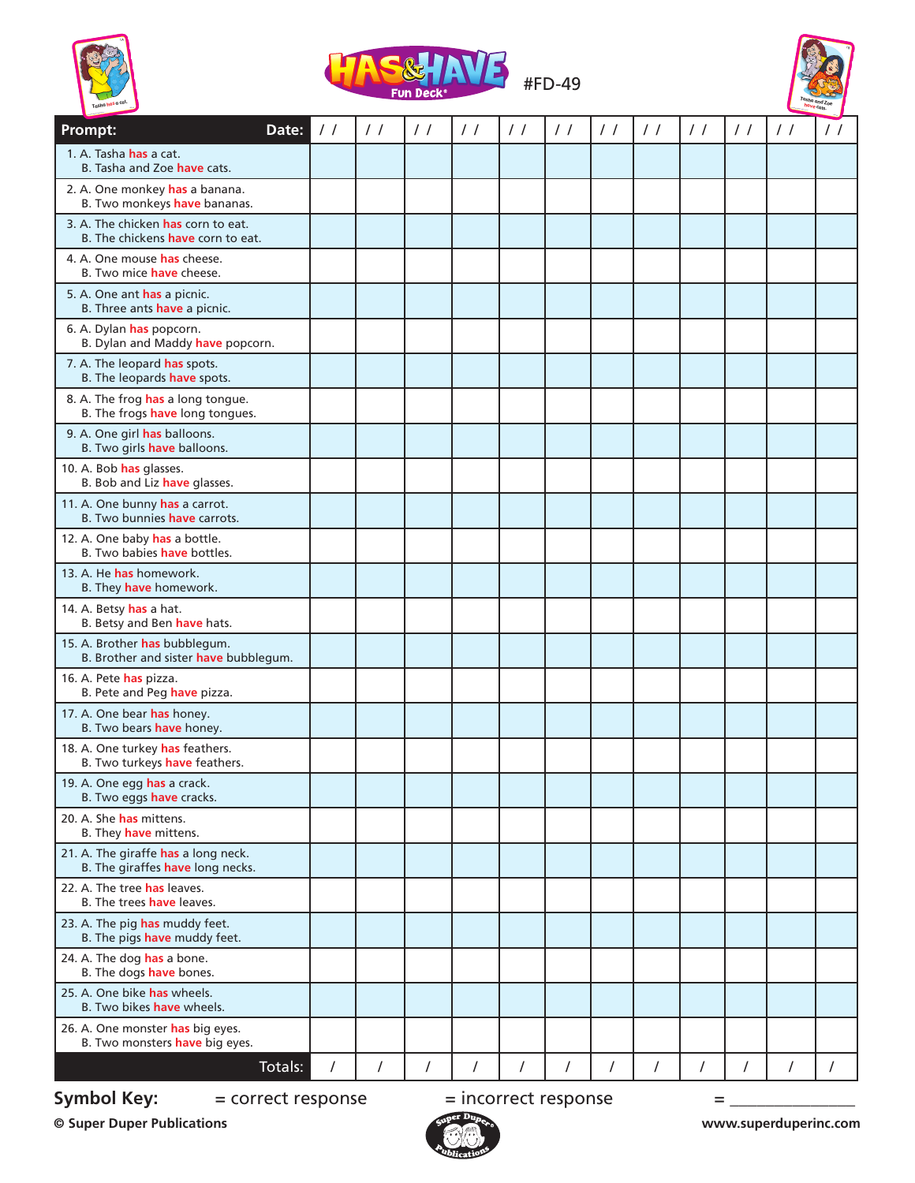# HAS & HAVE Fun Deck® #FD-49

| Prompt: Date: | / / | / / | / / | / / | / / | / / | / / | / / | / / | / / | / / | / / |
|---|---|---|---|---|---|---|---|---|---|---|---|---|
| 1. A. Tasha **has** a cat.<br>B. Tasha and Zoe **have** cats. | | | | | | | | | | | | |
| 2. A. One monkey **has** a banana.<br>B. Two monkeys **have** bananas. | | | | | | | | | | | | |
| 3. A. The chicken **has** corn to eat.<br>B. The chickens **have** corn to eat. | | | | | | | | | | | | |
| 4. A. One mouse **has** cheese.<br>B. Two mice **have** cheese. | | | | | | | | | | | | |
| 5. A. One ant **has** a picnic.<br>B. Three ants **have** a picnic. | | | | | | | | | | | | |
| 6. A. Dylan **has** popcorn.<br>B. Dylan and Maddy **have** popcorn. | | | | | | | | | | | | |
| 7. A. The leopard **has** spots.<br>B. The leopards **have** spots. | | | | | | | | | | | | |
| 8. A. The frog **has** a long tongue.<br>B. The frogs **have** long tongues. | | | | | | | | | | | | |
| 9. A. One girl **has** balloons.<br>B. Two girls **have** balloons. | | | | | | | | | | | | |
| 10. A. Bob **has** glasses.<br>B. Bob and Liz **have** glasses. | | | | | | | | | | | | |
| 11. A. One bunny **has** a carrot.<br>B. Two bunnies **have** carrots. | | | | | | | | | | | | |
| 12. A. One baby **has** a bottle.<br>B. Two babies **have** bottles. | | | | | | | | | | | | |
| 13. A. He **has** homework.<br>B. They **have** homework. | | | | | | | | | | | | |
| 14. A. Betsy **has** a hat.<br>B. Betsy and Ben **have** hats. | | | | | | | | | | | | |
| 15. A. Brother **has** bubblegum.<br>B. Brother and sister **have** bubblegum. | | | | | | | | | | | | |
| 16. A. Pete **has** pizza.<br>B. Pete and Peg **have** pizza. | | | | | | | | | | | | |
| 17. A. One bear **has** honey.<br>B. Two bears **have** honey. | | | | | | | | | | | | |
| 18. A. One turkey **has** feathers.<br>B. Two turkeys **have** feathers. | | | | | | | | | | | | |
| 19. A. One egg **has** a crack.<br>B. Two eggs **have** cracks. | | | | | | | | | | | | |
| 20. A. She **has** mittens.<br>B. They **have** mittens. | | | | | | | | | | | | |
| 21. A. The giraffe **has** a long neck.<br>B. The giraffes **have** long necks. | | | | | | | | | | | | |
| 22. A. The tree **has** leaves.<br>B. The trees **have** leaves. | | | | | | | | | | | | |
| 23. A. The pig **has** muddy feet.<br>B. The pigs **have** muddy feet. | | | | | | | | | | | | |
| 24. A. The dog **has** a bone.<br>B. The dogs **have** bones. | | | | | | | | | | | | |
| 25. A. One bike **has** wheels.<br>B. Two bikes **have** wheels. | | | | | | | | | | | | |
| 26. A. One monster **has** big eyes.<br>B. Two monsters **have** big eyes. | | | | | | | | | | | | |
| Totals: | / | / | / | / | / | / | / | / | / | / | / | / |

**Symbol Key:** = correct response = incorrect response = _______________

**© Super Duper Publications** www.superduperinc.com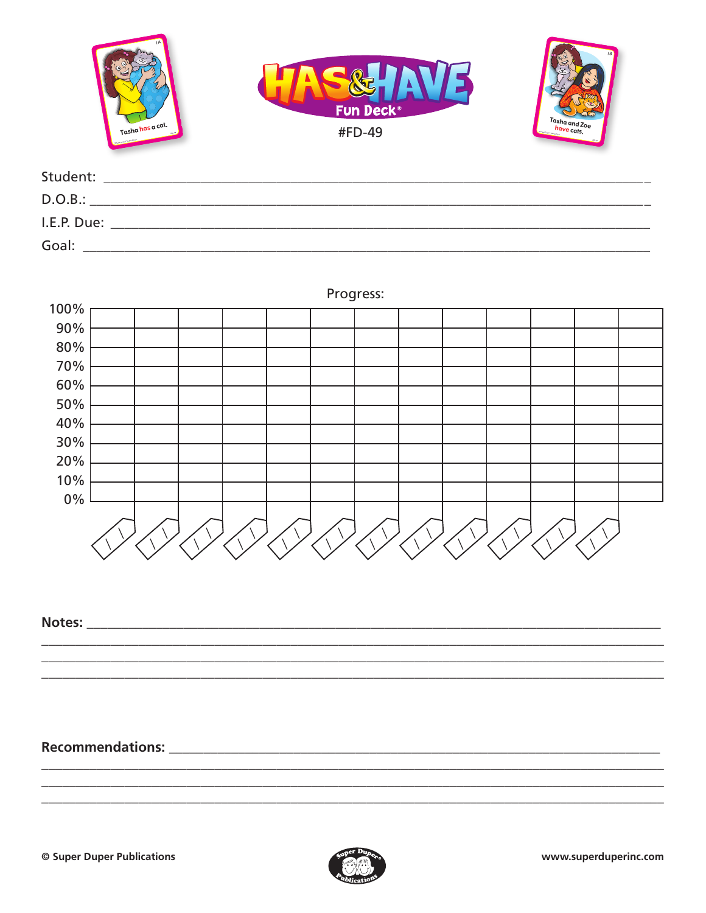# HAS & HAVE Fun Deck®

#FD-49

Student: ______________________________

D.O.B.: ______________________________

I.E.P. Due: ______________________________

Goal: ______________________________

Progress:

100%
90%
80%
70%
60%
50%
40%
30%
20%
10%
0%

**Notes:** ______________________________

______________________________

______________________________

______________________________

**Recommendations:** ______________________________

______________________________

______________________________

______________________________

© Super Duper Publications

www.superduperinc.com